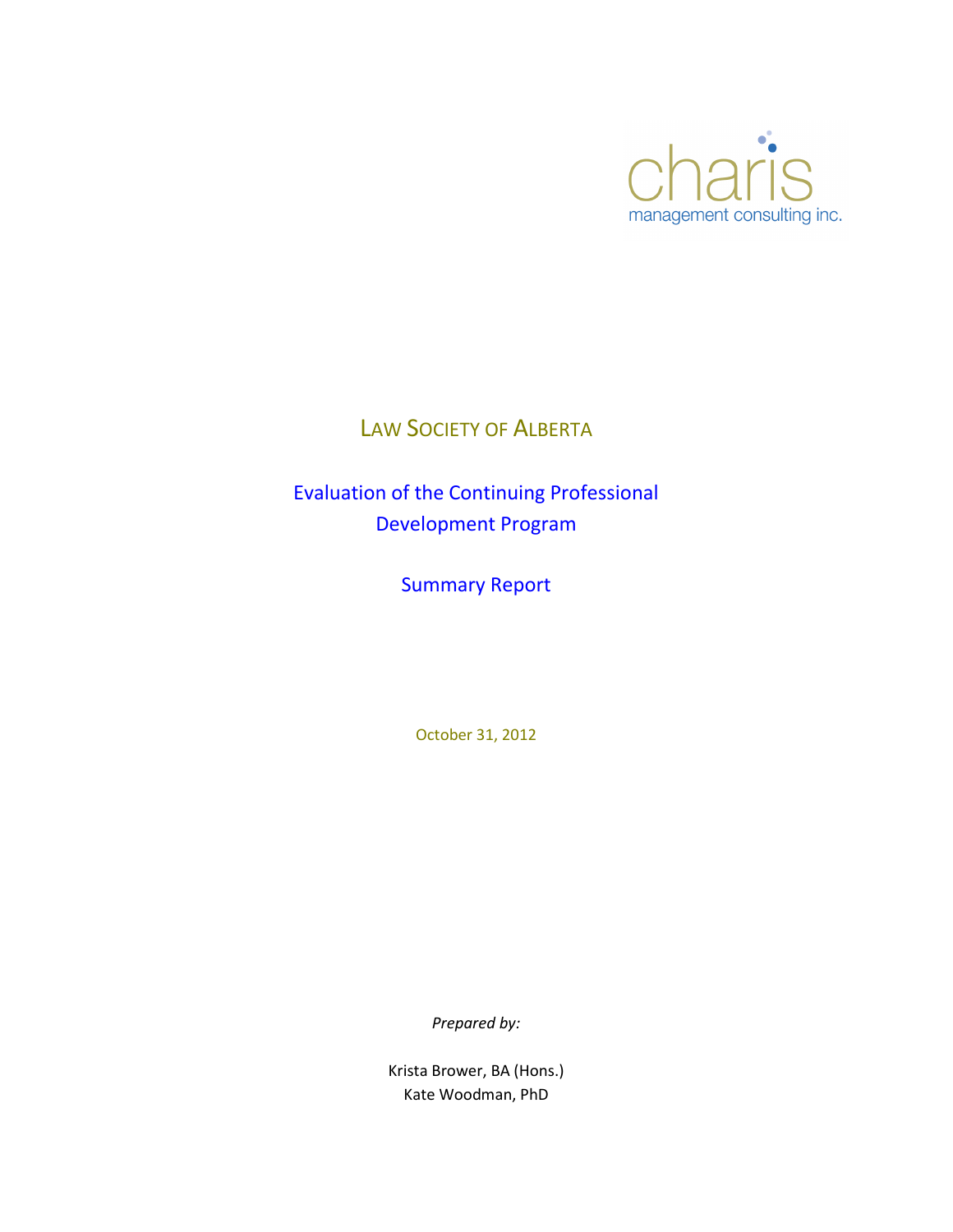charis
management consulting inc.

# Law Society of Alberta

## Evaluation of the Continuing Professional Development Program

## Summary Report

October 31, 2012

*Prepared by:*

Krista Brower, BA (Hons.)
Kate Woodman, PhD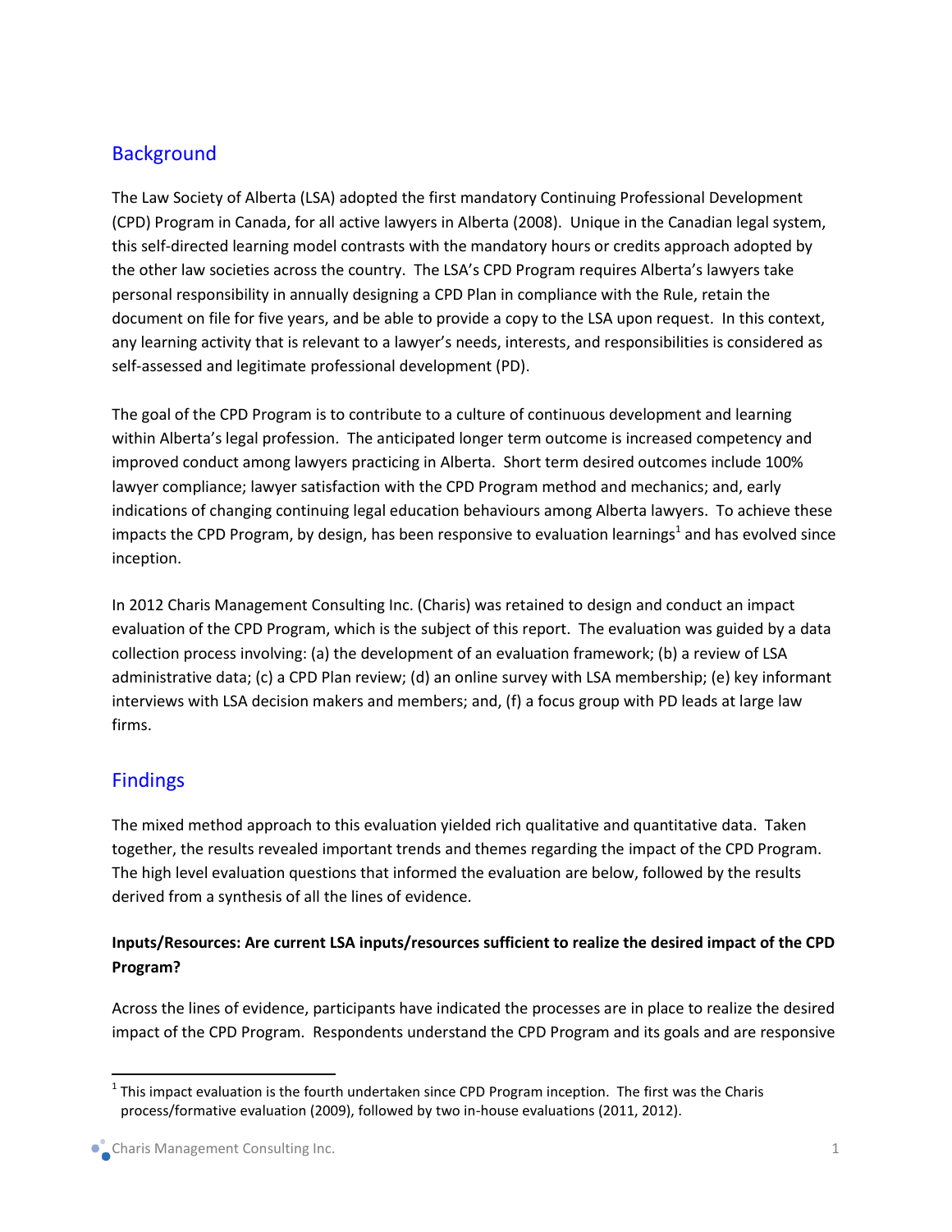## Background

The Law Society of Alberta (LSA) adopted the first mandatory Continuing Professional Development (CPD) Program in Canada, for all active lawyers in Alberta (2008). Unique in the Canadian legal system, this self-directed learning model contrasts with the mandatory hours or credits approach adopted by the other law societies across the country. The LSA's CPD Program requires Alberta's lawyers take personal responsibility in annually designing a CPD Plan in compliance with the Rule, retain the document on file for five years, and be able to provide a copy to the LSA upon request. In this context, any learning activity that is relevant to a lawyer's needs, interests, and responsibilities is considered as self-assessed and legitimate professional development (PD).

The goal of the CPD Program is to contribute to a culture of continuous development and learning within Alberta's legal profession. The anticipated longer term outcome is increased competency and improved conduct among lawyers practicing in Alberta. Short term desired outcomes include 100% lawyer compliance; lawyer satisfaction with the CPD Program method and mechanics; and, early indications of changing continuing legal education behaviours among Alberta lawyers. To achieve these impacts the CPD Program, by design, has been responsive to evaluation learnings[1] and has evolved since inception.

In 2012 Charis Management Consulting Inc. (Charis) was retained to design and conduct an impact evaluation of the CPD Program, which is the subject of this report. The evaluation was guided by a data collection process involving: (a) the development of an evaluation framework; (b) a review of LSA administrative data; (c) a CPD Plan review; (d) an online survey with LSA membership; (e) key informant interviews with LSA decision makers and members; and, (f) a focus group with PD leads at large law firms.

## Findings

The mixed method approach to this evaluation yielded rich qualitative and quantitative data. Taken together, the results revealed important trends and themes regarding the impact of the CPD Program. The high level evaluation questions that informed the evaluation are below, followed by the results derived from a synthesis of all the lines of evidence.

**Inputs/Resources: Are current LSA inputs/resources sufficient to realize the desired impact of the CPD Program?**

Across the lines of evidence, participants have indicated the processes are in place to realize the desired impact of the CPD Program. Respondents understand the CPD Program and its goals and are responsive

[1] This impact evaluation is the fourth undertaken since CPD Program inception. The first was the Charis process/formative evaluation (2009), followed by two in-house evaluations (2011, 2012).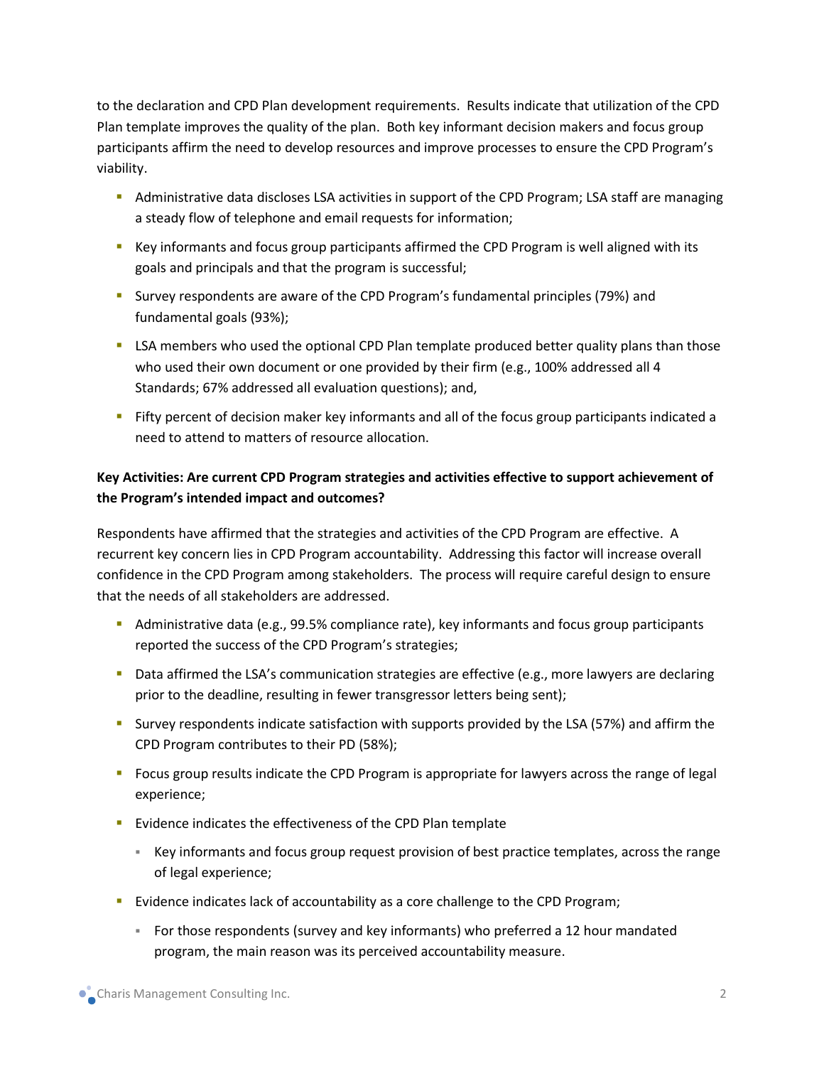to the declaration and CPD Plan development requirements. Results indicate that utilization of the CPD Plan template improves the quality of the plan. Both key informant decision makers and focus group participants affirm the need to develop resources and improve processes to ensure the CPD Program's viability.

- Administrative data discloses LSA activities in support of the CPD Program; LSA staff are managing a steady flow of telephone and email requests for information;
- Key informants and focus group participants affirmed the CPD Program is well aligned with its goals and principals and that the program is successful;
- Survey respondents are aware of the CPD Program's fundamental principles (79%) and fundamental goals (93%);
- LSA members who used the optional CPD Plan template produced better quality plans than those who used their own document or one provided by their firm (e.g., 100% addressed all 4 Standards; 67% addressed all evaluation questions); and,
- Fifty percent of decision maker key informants and all of the focus group participants indicated a need to attend to matters of resource allocation.

**Key Activities: Are current CPD Program strategies and activities effective to support achievement of the Program's intended impact and outcomes?**

Respondents have affirmed that the strategies and activities of the CPD Program are effective. A recurrent key concern lies in CPD Program accountability. Addressing this factor will increase overall confidence in the CPD Program among stakeholders. The process will require careful design to ensure that the needs of all stakeholders are addressed.

- Administrative data (e.g., 99.5% compliance rate), key informants and focus group participants reported the success of the CPD Program's strategies;
- Data affirmed the LSA's communication strategies are effective (e.g., more lawyers are declaring prior to the deadline, resulting in fewer transgressor letters being sent);
- Survey respondents indicate satisfaction with supports provided by the LSA (57%) and affirm the CPD Program contributes to their PD (58%);
- Focus group results indicate the CPD Program is appropriate for lawyers across the range of legal experience;
- Evidence indicates the effectiveness of the CPD Plan template
  - Key informants and focus group request provision of best practice templates, across the range of legal experience;
- Evidence indicates lack of accountability as a core challenge to the CPD Program;
  - For those respondents (survey and key informants) who preferred a 12 hour mandated program, the main reason was its perceived accountability measure.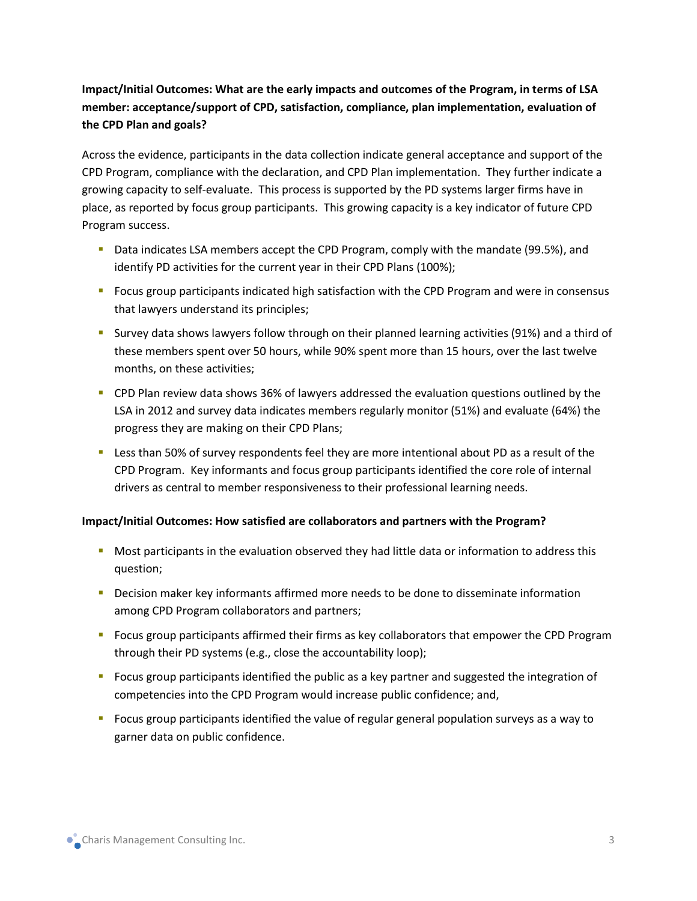**Impact/Initial Outcomes: What are the early impacts and outcomes of the Program, in terms of LSA member: acceptance/support of CPD, satisfaction, compliance, plan implementation, evaluation of the CPD Plan and goals?**

Across the evidence, participants in the data collection indicate general acceptance and support of the CPD Program, compliance with the declaration, and CPD Plan implementation. They further indicate a growing capacity to self-evaluate. This process is supported by the PD systems larger firms have in place, as reported by focus group participants. This growing capacity is a key indicator of future CPD Program success.

- Data indicates LSA members accept the CPD Program, comply with the mandate (99.5%), and identify PD activities for the current year in their CPD Plans (100%);
- Focus group participants indicated high satisfaction with the CPD Program and were in consensus that lawyers understand its principles;
- Survey data shows lawyers follow through on their planned learning activities (91%) and a third of these members spent over 50 hours, while 90% spent more than 15 hours, over the last twelve months, on these activities;
- CPD Plan review data shows 36% of lawyers addressed the evaluation questions outlined by the LSA in 2012 and survey data indicates members regularly monitor (51%) and evaluate (64%) the progress they are making on their CPD Plans;
- Less than 50% of survey respondents feel they are more intentional about PD as a result of the CPD Program. Key informants and focus group participants identified the core role of internal drivers as central to member responsiveness to their professional learning needs.

**Impact/Initial Outcomes: How satisfied are collaborators and partners with the Program?**

- Most participants in the evaluation observed they had little data or information to address this question;
- Decision maker key informants affirmed more needs to be done to disseminate information among CPD Program collaborators and partners;
- Focus group participants affirmed their firms as key collaborators that empower the CPD Program through their PD systems (e.g., close the accountability loop);
- Focus group participants identified the public as a key partner and suggested the integration of competencies into the CPD Program would increase public confidence; and,
- Focus group participants identified the value of regular general population surveys as a way to garner data on public confidence.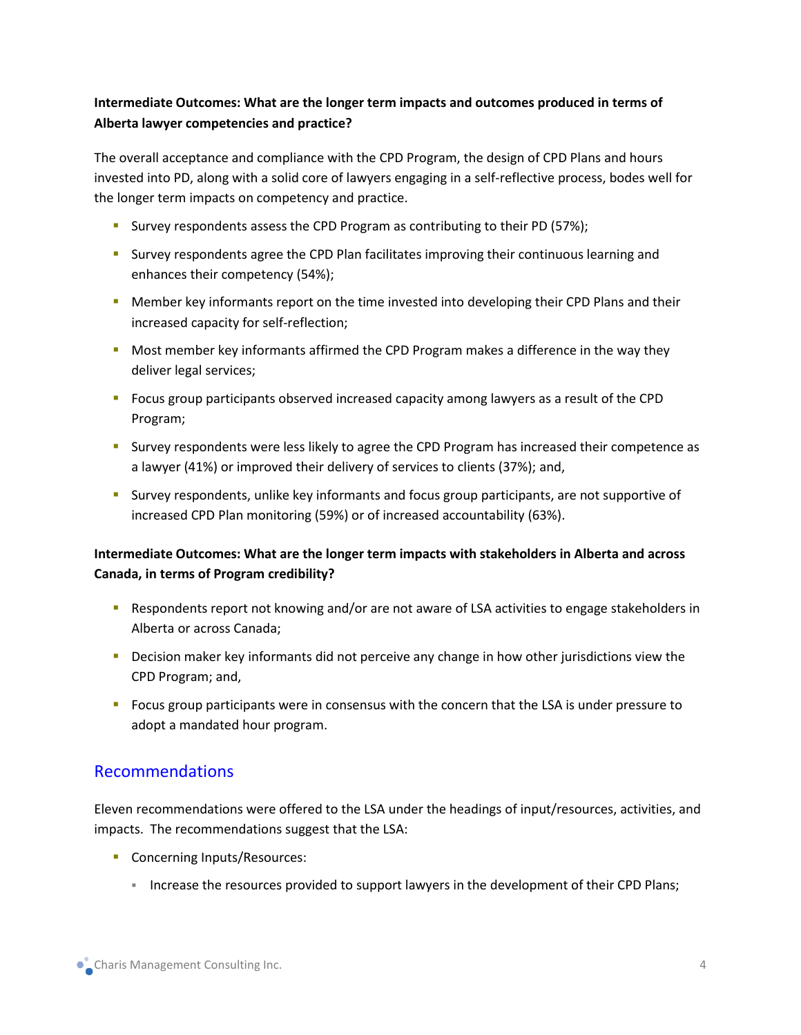**Intermediate Outcomes: What are the longer term impacts and outcomes produced in terms of Alberta lawyer competencies and practice?**

The overall acceptance and compliance with the CPD Program, the design of CPD Plans and hours invested into PD, along with a solid core of lawyers engaging in a self-reflective process, bodes well for the longer term impacts on competency and practice.

- Survey respondents assess the CPD Program as contributing to their PD (57%);
- Survey respondents agree the CPD Plan facilitates improving their continuous learning and enhances their competency (54%);
- Member key informants report on the time invested into developing their CPD Plans and their increased capacity for self-reflection;
- Most member key informants affirmed the CPD Program makes a difference in the way they deliver legal services;
- Focus group participants observed increased capacity among lawyers as a result of the CPD Program;
- Survey respondents were less likely to agree the CPD Program has increased their competence as a lawyer (41%) or improved their delivery of services to clients (37%); and,
- Survey respondents, unlike key informants and focus group participants, are not supportive of increased CPD Plan monitoring (59%) or of increased accountability (63%).

**Intermediate Outcomes: What are the longer term impacts with stakeholders in Alberta and across Canada, in terms of Program credibility?**

- Respondents report not knowing and/or are not aware of LSA activities to engage stakeholders in Alberta or across Canada;
- Decision maker key informants did not perceive any change in how other jurisdictions view the CPD Program; and,
- Focus group participants were in consensus with the concern that the LSA is under pressure to adopt a mandated hour program.

## Recommendations

Eleven recommendations were offered to the LSA under the headings of input/resources, activities, and impacts. The recommendations suggest that the LSA:

- Concerning Inputs/Resources:
  - Increase the resources provided to support lawyers in the development of their CPD Plans;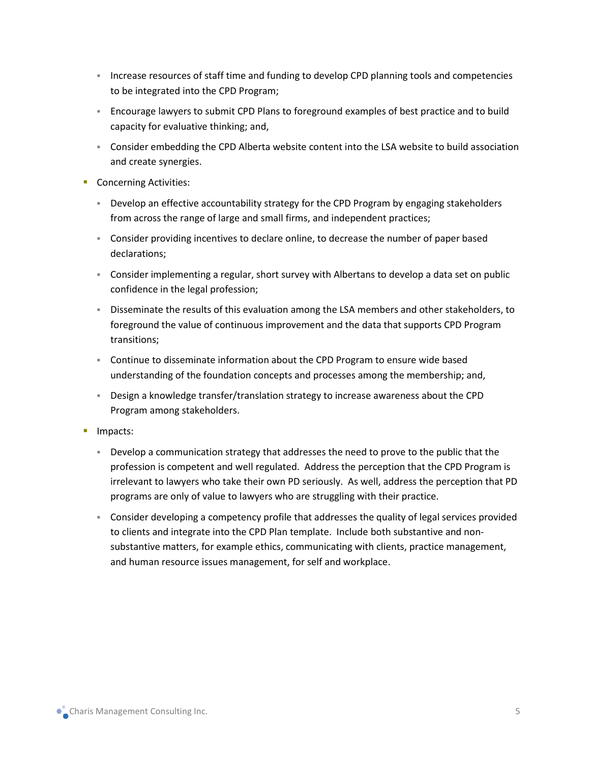- Increase resources of staff time and funding to develop CPD planning tools and competencies to be integrated into the CPD Program;
    - Encourage lawyers to submit CPD Plans to foreground examples of best practice and to build capacity for evaluative thinking; and,
    - Consider embedding the CPD Alberta website content into the LSA website to build association and create synergies.
- Concerning Activities:
    - Develop an effective accountability strategy for the CPD Program by engaging stakeholders from across the range of large and small firms, and independent practices;
    - Consider providing incentives to declare online, to decrease the number of paper based declarations;
    - Consider implementing a regular, short survey with Albertans to develop a data set on public confidence in the legal profession;
    - Disseminate the results of this evaluation among the LSA members and other stakeholders, to foreground the value of continuous improvement and the data that supports CPD Program transitions;
    - Continue to disseminate information about the CPD Program to ensure wide based understanding of the foundation concepts and processes among the membership; and,
    - Design a knowledge transfer/translation strategy to increase awareness about the CPD Program among stakeholders.
- Impacts:
    - Develop a communication strategy that addresses the need to prove to the public that the profession is competent and well regulated. Address the perception that the CPD Program is irrelevant to lawyers who take their own PD seriously. As well, address the perception that PD programs are only of value to lawyers who are struggling with their practice.
    - Consider developing a competency profile that addresses the quality of legal services provided to clients and integrate into the CPD Plan template. Include both substantive and non-substantive matters, for example ethics, communicating with clients, practice management, and human resource issues management, for self and workplace.